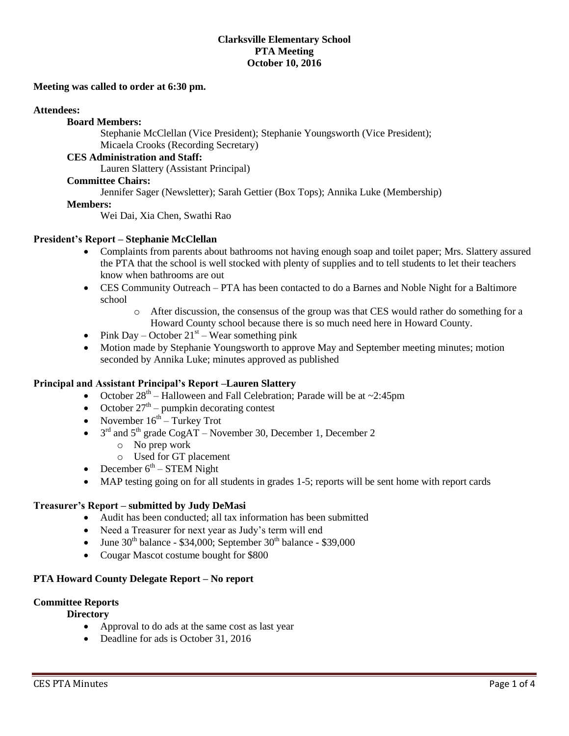**Clarksville Elementary School**
**PTA Meeting**
**October 10, 2016**

**Meeting was called to order at 6:30 pm.**

**Attendees:**

**Board Members:**

Stephanie McClellan (Vice President); Stephanie Youngsworth (Vice President); Micaela Crooks (Recording Secretary)

**CES Administration and Staff:**

Lauren Slattery (Assistant Principal)

**Committee Chairs:**

Jennifer Sager (Newsletter); Sarah Gettier (Box Tops); Annika Luke (Membership)

**Members:**

Wei Dai, Xia Chen, Swathi Rao

**President's Report – Stephanie McClellan**

- Complaints from parents about bathrooms not having enough soap and toilet paper; Mrs. Slattery assured the PTA that the school is well stocked with plenty of supplies and to tell students to let their teachers know when bathrooms are out
- CES Community Outreach – PTA has been contacted to do a Barnes and Noble Night for a Baltimore school
  - After discussion, the consensus of the group was that CES would rather do something for a Howard County school because there is so much need here in Howard County.
- Pink Day – October 21st – Wear something pink
- Motion made by Stephanie Youngsworth to approve May and September meeting minutes; motion seconded by Annika Luke; minutes approved as published

**Principal and Assistant Principal's Report –Lauren Slattery**

- October 28th – Halloween and Fall Celebration; Parade will be at ~2:45pm
- October 27th – pumpkin decorating contest
- November 16th – Turkey Trot
- 3rd and 5th grade CogAT – November 30, December 1, December 2
  - No prep work
  - Used for GT placement
- December 6th – STEM Night
- MAP testing going on for all students in grades 1-5; reports will be sent home with report cards

**Treasurer's Report – submitted by Judy DeMasi**

- Audit has been conducted; all tax information has been submitted
- Need a Treasurer for next year as Judy's term will end
- June 30th balance - $34,000; September 30th balance - $39,000
- Cougar Mascot costume bought for $800

**PTA Howard County Delegate Report – No report**

**Committee Reports**

**Directory**

- Approval to do ads at the same cost as last year
- Deadline for ads is October 31, 2016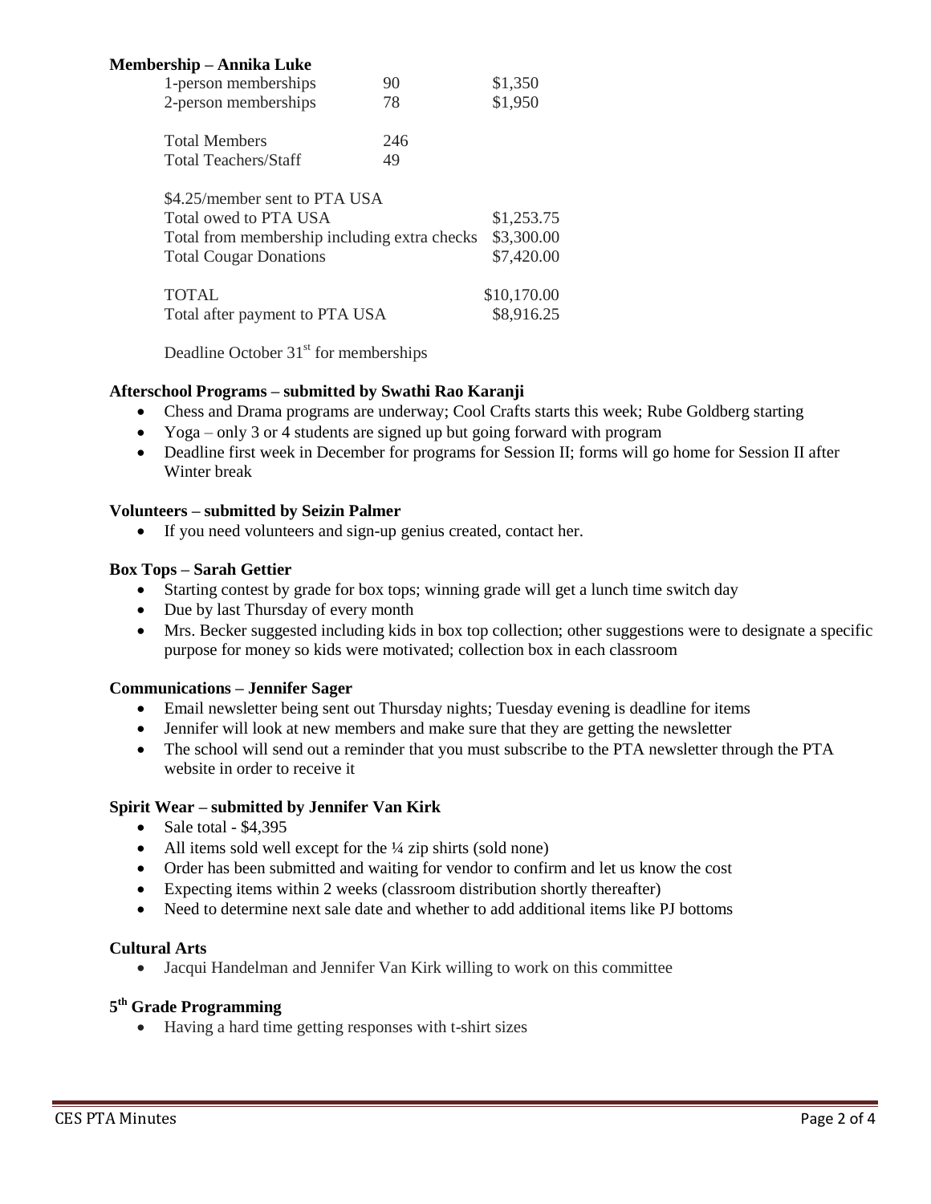**Membership – Annika Luke**

| | | |
|---|---|---|
| 1-person memberships | 90 | $1,350 |
| 2-person memberships | 78 | $1,950 |
| | | |
| Total Members | 246 | |
| Total Teachers/Staff | 49 | |
| | | |
| $4.25/member sent to PTA USA | | |
| Total owed to PTA USA | | $1,253.75 |
| Total from membership including extra checks | | $3,300.00 |
| Total Cougar Donations | | $7,420.00 |
| | | |
| TOTAL | | $10,170.00 |
| Total after payment to PTA USA | | $8,916.25 |

Deadline October 31st for memberships

**Afterschool Programs – submitted by Swathi Rao Karanji**

- Chess and Drama programs are underway; Cool Crafts starts this week; Rube Goldberg starting
- Yoga – only 3 or 4 students are signed up but going forward with program
- Deadline first week in December for programs for Session II; forms will go home for Session II after Winter break

**Volunteers – submitted by Seizin Palmer**

- If you need volunteers and sign-up genius created, contact her.

**Box Tops – Sarah Gettier**

- Starting contest by grade for box tops; winning grade will get a lunch time switch day
- Due by last Thursday of every month
- Mrs. Becker suggested including kids in box top collection; other suggestions were to designate a specific purpose for money so kids were motivated; collection box in each classroom

**Communications – Jennifer Sager**

- Email newsletter being sent out Thursday nights; Tuesday evening is deadline for items
- Jennifer will look at new members and make sure that they are getting the newsletter
- The school will send out a reminder that you must subscribe to the PTA newsletter through the PTA website in order to receive it

**Spirit Wear – submitted by Jennifer Van Kirk**

- Sale total - $4,395
- All items sold well except for the ¼ zip shirts (sold none)
- Order has been submitted and waiting for vendor to confirm and let us know the cost
- Expecting items within 2 weeks (classroom distribution shortly thereafter)
- Need to determine next sale date and whether to add additional items like PJ bottoms

**Cultural Arts**

- Jacqui Handelman and Jennifer Van Kirk willing to work on this committee

**5th Grade Programming**

- Having a hard time getting responses with t-shirt sizes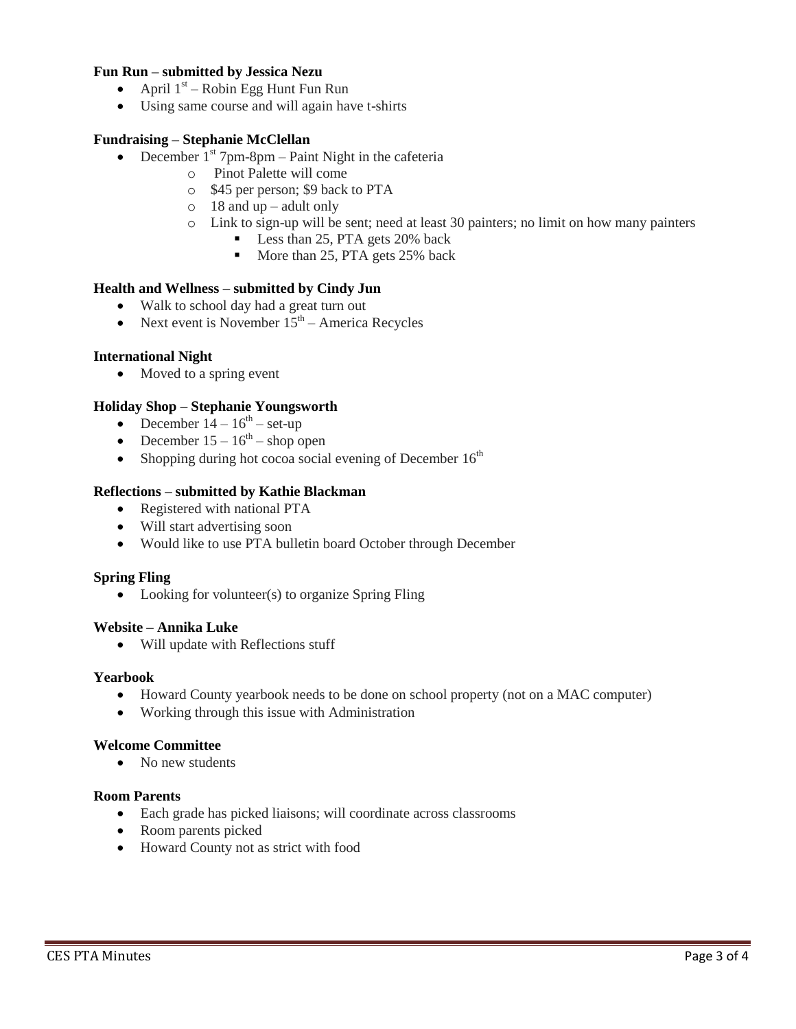**Fun Run – submitted by Jessica Nezu**

- April 1st – Robin Egg Hunt Fun Run
- Using same course and will again have t-shirts

**Fundraising – Stephanie McClellan**

- December 1st 7pm-8pm – Paint Night in the cafeteria
    - Pinot Palette will come
    - $45 per person; $9 back to PTA
    - 18 and up – adult only
    - Link to sign-up will be sent; need at least 30 painters; no limit on how many painters
        - Less than 25, PTA gets 20% back
        - More than 25, PTA gets 25% back

**Health and Wellness – submitted by Cindy Jun**

- Walk to school day had a great turn out
- Next event is November 15th – America Recycles

**International Night**

- Moved to a spring event

**Holiday Shop – Stephanie Youngsworth**

- December 14 – 16th – set-up
- December 15 – 16th – shop open
- Shopping during hot cocoa social evening of December 16th

**Reflections – submitted by Kathie Blackman**

- Registered with national PTA
- Will start advertising soon
- Would like to use PTA bulletin board October through December

**Spring Fling**

- Looking for volunteer(s) to organize Spring Fling

**Website – Annika Luke**

- Will update with Reflections stuff

**Yearbook**

- Howard County yearbook needs to be done on school property (not on a MAC computer)
- Working through this issue with Administration

**Welcome Committee**

- No new students

**Room Parents**

- Each grade has picked liaisons; will coordinate across classrooms
- Room parents picked
- Howard County not as strict with food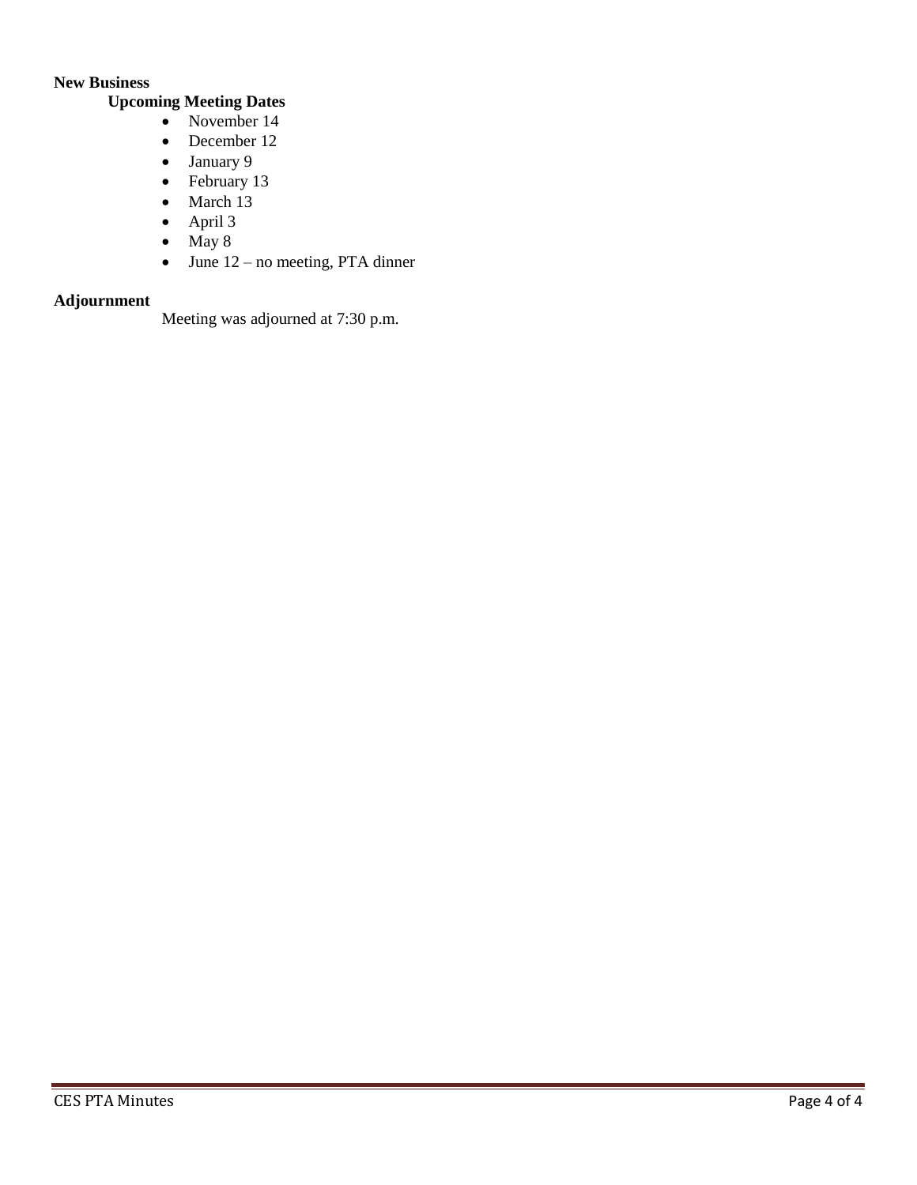**New Business**

**Upcoming Meeting Dates**

- November 14
- December 12
- January 9
- February 13
- March 13
- April 3
- May 8
- June 12 – no meeting, PTA dinner

**Adjournment**

Meeting was adjourned at 7:30 p.m.